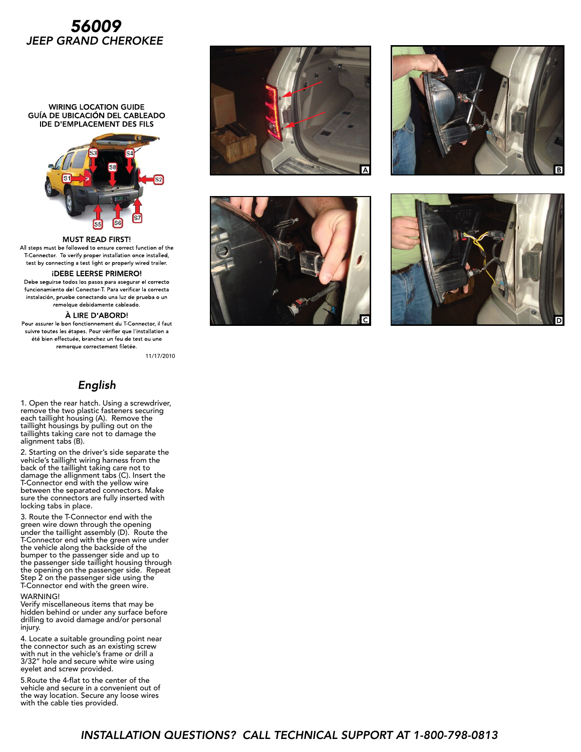# 56009

## JEEP GRAND CHEROKEE

WIRING LOCATION GUIDE
GUÍA DE UBICACIÓN DEL CABLEADO
IDE D'EMPLACEMENT DES FILS

S3 S4 S8 S1 S2 S5 S6 S7

**MUST READ FIRST!**
All steps must be followed to ensure correct function of the T-Connector. To verify proper installation once installed, test by connecting a test light or properly wired trailer.

**¡DEBE LEERSE PRIMERO!**
Debe seguirse todos los pasos para asegurar el correcto funcionamiento del Conector-T. Para verificar la correcta instalación, pruebe conectando una luz de prueba o un remolque debidamente cableado.

**À LIRE D'ABORD!**
Pour assurer le bon fonctionnement du T-Connector, il faut suivre toutes les étapes. Pour vérifier que l'installation a été bien effectuée, branchez un feu de test ou une remorque correctement filetée.

11/17/2010

A

B

C

D

## English

1. Open the rear hatch. Using a screwdriver, remove the two plastic fasteners securing each taillight housing (A). Remove the taillight housings by pulling out on the taillights taking care not to damage the alignment tabs (B).

2. Starting on the driver's side separate the vehicle's taillight wiring harness from the back of the taillight taking care not to damage the allignment tabs (C). Insert the T-Connector end with the yellow wire between the separated connectors. Make sure the connectors are fully inserted with locking tabs in place.

3. Route the T-Connector end with the green wire down through the opening under the taillight assembly (D). Route the T-Connector end with the green wire under the vehicle along the backside of the bumper to the passenger side and up to the passenger side taillight housing through the opening on the passenger side. Repeat Step 2 on the passenger side using the T-Connector end with the green wire.

WARNING!
Verify miscellaneous items that may be hidden behind or under any surface before drilling to avoid damage and/or personal injury.

4. Locate a suitable grounding point near the connector such as an existing screw with nut in the vehicle's frame or drill a 3/32" hole and secure white wire using eyelet and screw provided.

5.Route the 4-flat to the center of the vehicle and secure in a convenient out of the way location. Secure any loose wires with the cable ties provided.

*INSTALLATION QUESTIONS? CALL TECHNICAL SUPPORT AT 1-800-798-0813*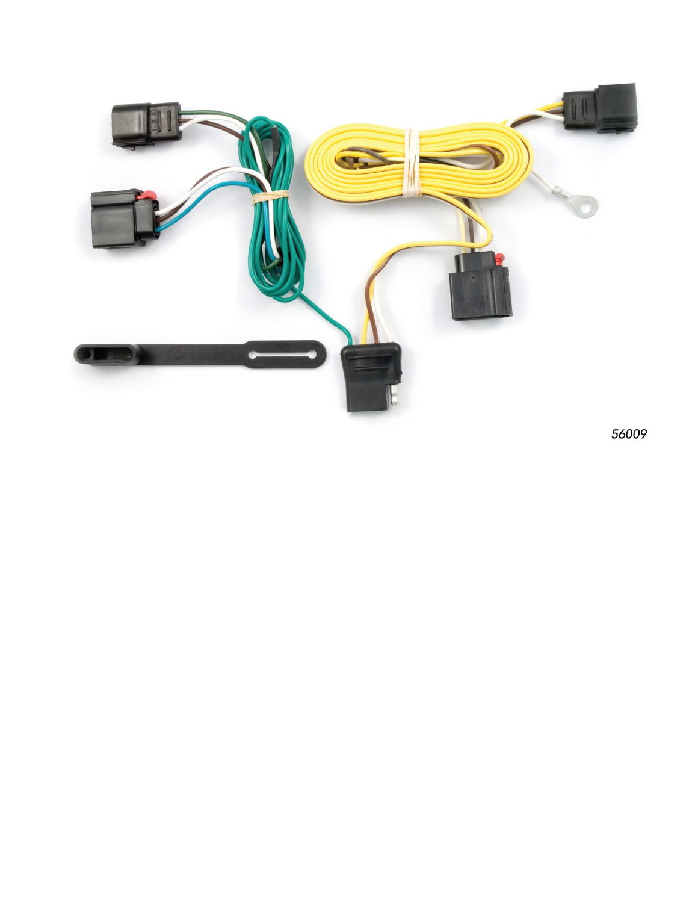*56009*